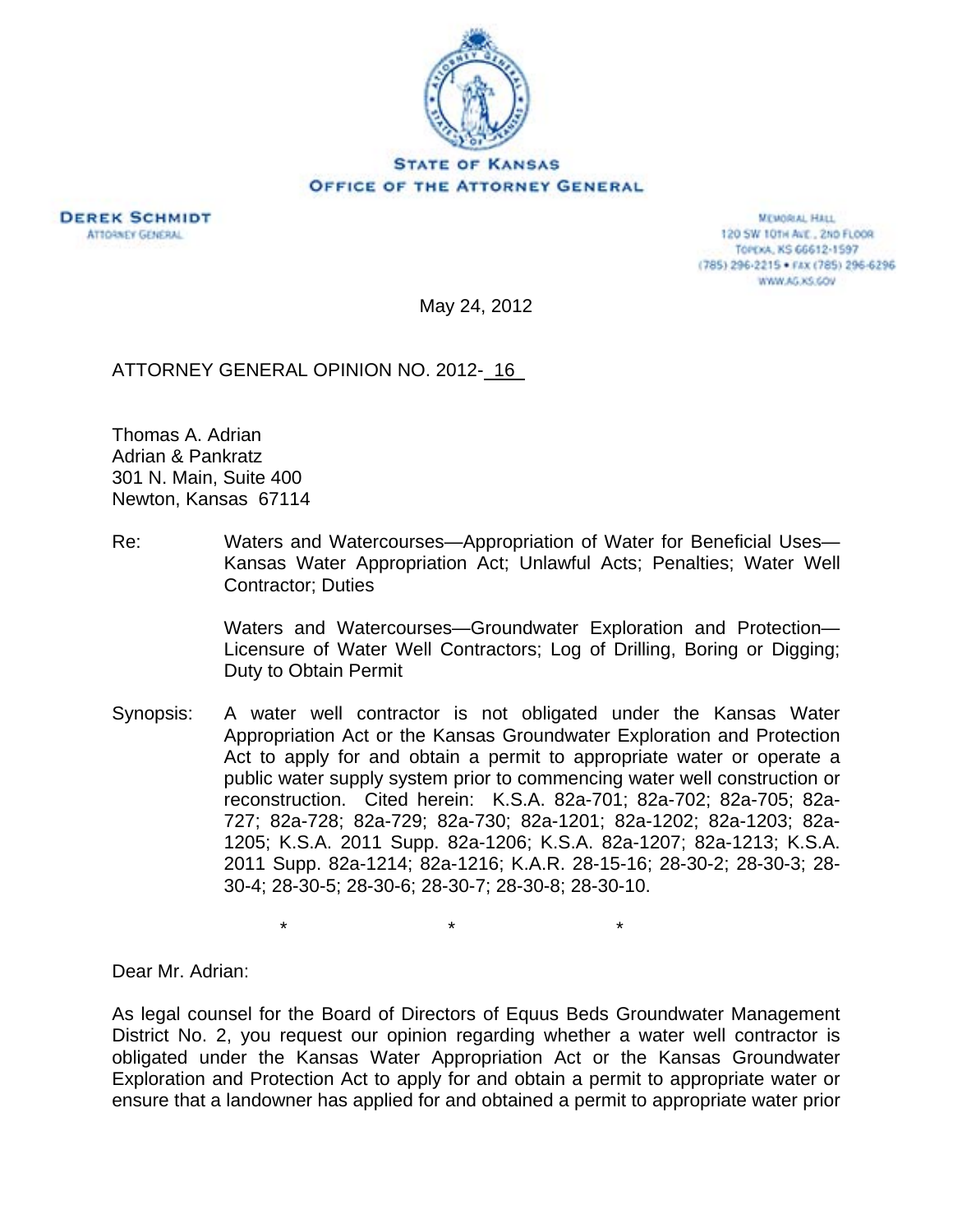**STATE OF KANSAS**
**OFFICE OF THE ATTORNEY GENERAL**

**DEREK SCHMIDT**
ATTORNEY GENERAL

MEMORIAL HALL
120 SW 10TH AVE., 2ND FLOOR
TOPEKA, KS 66612-1597
(785) 296-2215 • FAX (785) 296-6296
WWW.AG.KS.GOV

May 24, 2012

ATTORNEY GENERAL OPINION NO. 2012- 16

Thomas A. Adrian
Adrian & Pankratz
301 N. Main, Suite 400
Newton, Kansas 67114

Re: Waters and Watercourses—Appropriation of Water for Beneficial Uses—Kansas Water Appropriation Act; Unlawful Acts; Penalties; Water Well Contractor; Duties

Waters and Watercourses—Groundwater Exploration and Protection—Licensure of Water Well Contractors; Log of Drilling, Boring or Digging; Duty to Obtain Permit

Synopsis: A water well contractor is not obligated under the Kansas Water Appropriation Act or the Kansas Groundwater Exploration and Protection Act to apply for and obtain a permit to appropriate water or operate a public water supply system prior to commencing water well construction or reconstruction. Cited herein: K.S.A. 82a-701; 82a-702; 82a-705; 82a-727; 82a-728; 82a-729; 82a-730; 82a-1201; 82a-1202; 82a-1203; 82a-1205; K.S.A. 2011 Supp. 82a-1206; K.S.A. 82a-1207; 82a-1213; K.S.A. 2011 Supp. 82a-1214; 82a-1216; K.A.R. 28-15-16; 28-30-2; 28-30-3; 28-30-4; 28-30-5; 28-30-6; 28-30-7; 28-30-8; 28-30-10.

\* \* \*

Dear Mr. Adrian:

As legal counsel for the Board of Directors of Equus Beds Groundwater Management District No. 2, you request our opinion regarding whether a water well contractor is obligated under the Kansas Water Appropriation Act or the Kansas Groundwater Exploration and Protection Act to apply for and obtain a permit to appropriate water or ensure that a landowner has applied for and obtained a permit to appropriate water prior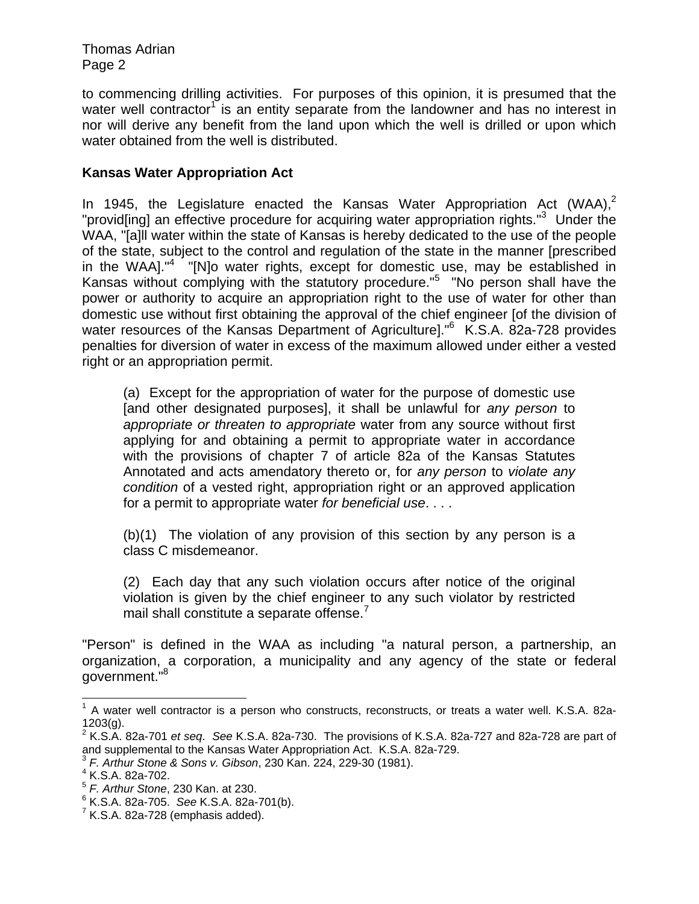to commencing drilling activities. For purposes of this opinion, it is presumed that the water well contractor[1] is an entity separate from the landowner and has no interest in nor will derive any benefit from the land upon which the well is drilled or upon which water obtained from the well is distributed.

**Kansas Water Appropriation Act**

In 1945, the Legislature enacted the Kansas Water Appropriation Act (WAA),[2] "provid[ing] an effective procedure for acquiring water appropriation rights."[3] Under the WAA, "[a]ll water within the state of Kansas is hereby dedicated to the use of the people of the state, subject to the control and regulation of the state in the manner [prescribed in the WAA]."[4] "[N]o water rights, except for domestic use, may be established in Kansas without complying with the statutory procedure."[5] "No person shall have the power or authority to acquire an appropriation right to the use of water for other than domestic use without first obtaining the approval of the chief engineer [of the division of water resources of the Kansas Department of Agriculture]."[6] K.S.A. 82a-728 provides penalties for diversion of water in excess of the maximum allowed under either a vested right or an appropriation permit.

> (a) Except for the appropriation of water for the purpose of domestic use [and other designated purposes], it shall be unlawful for *any person* to *appropriate or threaten to appropriate* water from any source without first applying for and obtaining a permit to appropriate water in accordance with the provisions of chapter 7 of article 82a of the Kansas Statutes Annotated and acts amendatory thereto or, for *any person* to *violate any condition* of a vested right, appropriation right or an approved application for a permit to appropriate water *for beneficial use*. . . .
>
> (b)(1) The violation of any provision of this section by any person is a class C misdemeanor.
>
> (2) Each day that any such violation occurs after notice of the original violation is given by the chief engineer to any such violator by restricted mail shall constitute a separate offense.[7]

"Person" is defined in the WAA as including "a natural person, a partnership, an organization, a corporation, a municipality and any agency of the state or federal government."[8]

---

[1] A water well contractor is a person who constructs, reconstructs, or treats a water well. K.S.A. 82a-1203(g).

[2] K.S.A. 82a-701 *et seq*. *See* K.S.A. 82a-730. The provisions of K.S.A. 82a-727 and 82a-728 are part of and supplemental to the Kansas Water Appropriation Act. K.S.A. 82a-729.

[3] *F. Arthur Stone & Sons v. Gibson*, 230 Kan. 224, 229-30 (1981).

[4] K.S.A. 82a-702.

[5] *F. Arthur Stone*, 230 Kan. at 230.

[6] K.S.A. 82a-705. *See* K.S.A. 82a-701(b).

[7] K.S.A. 82a-728 (emphasis added).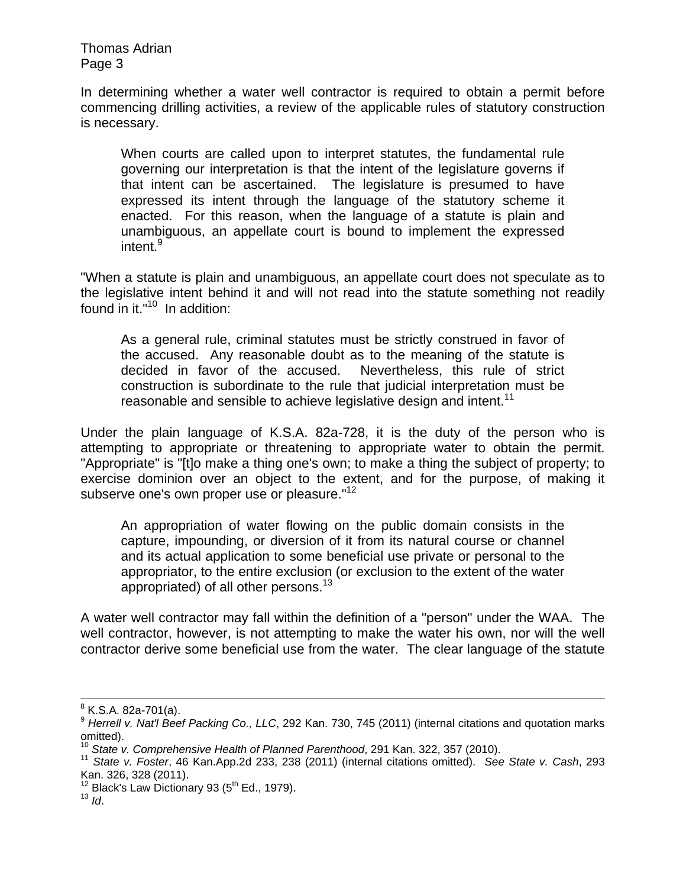In determining whether a water well contractor is required to obtain a permit before commencing drilling activities, a review of the applicable rules of statutory construction is necessary.

> When courts are called upon to interpret statutes, the fundamental rule governing our interpretation is that the intent of the legislature governs if that intent can be ascertained. The legislature is presumed to have expressed its intent through the language of the statutory scheme it enacted. For this reason, when the language of a statute is plain and unambiguous, an appellate court is bound to implement the expressed intent.[9]

"When a statute is plain and unambiguous, an appellate court does not speculate as to the legislative intent behind it and will not read into the statute something not readily found in it."[10] In addition:

> As a general rule, criminal statutes must be strictly construed in favor of the accused. Any reasonable doubt as to the meaning of the statute is decided in favor of the accused. Nevertheless, this rule of strict construction is subordinate to the rule that judicial interpretation must be reasonable and sensible to achieve legislative design and intent.[11]

Under the plain language of K.S.A. 82a-728, it is the duty of the person who is attempting to appropriate or threatening to appropriate water to obtain the permit. "Appropriate" is "[t]o make a thing one's own; to make a thing the subject of property; to exercise dominion over an object to the extent, and for the purpose, of making it subserve one's own proper use or pleasure."[12]

> An appropriation of water flowing on the public domain consists in the capture, impounding, or diversion of it from its natural course or channel and its actual application to some beneficial use private or personal to the appropriator, to the entire exclusion (or exclusion to the extent of the water appropriated) of all other persons.[13]

A water well contractor may fall within the definition of a "person" under the WAA. The well contractor, however, is not attempting to make the water his own, nor will the well contractor derive some beneficial use from the water. The clear language of the statute

---

[8] K.S.A. 82a-701(a).

[9] *Herrell v. Nat'l Beef Packing Co., LLC*, 292 Kan. 730, 745 (2011) (internal citations and quotation marks omitted).

[10] *State v. Comprehensive Health of Planned Parenthood*, 291 Kan. 322, 357 (2010).

[11] *State v. Foster*, 46 Kan.App.2d 233, 238 (2011) (internal citations omitted). *See State v. Cash*, 293 Kan. 326, 328 (2011).

[12] Black's Law Dictionary 93 (5th Ed., 1979).

[13] *Id*.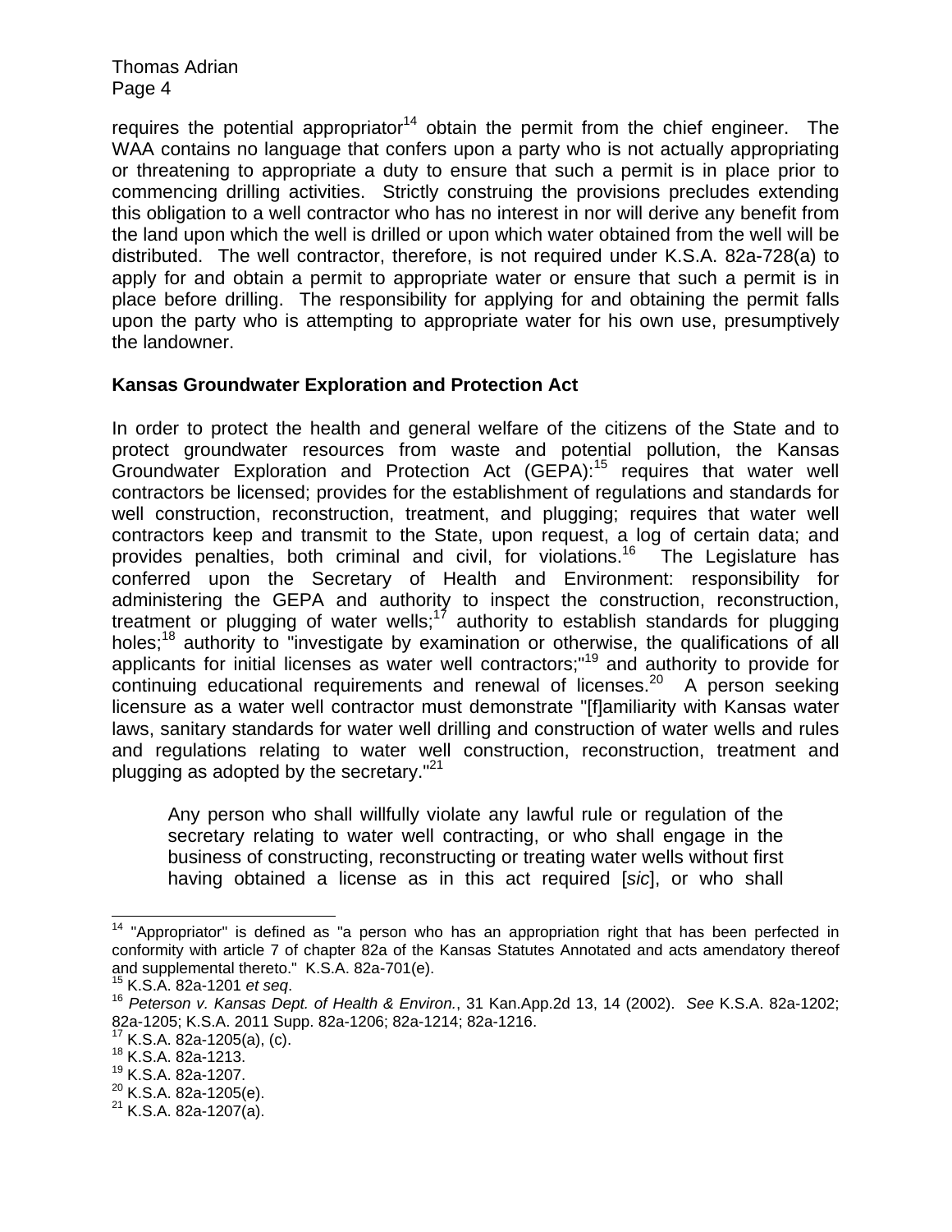requires the potential appropriator[14] obtain the permit from the chief engineer. The WAA contains no language that confers upon a party who is not actually appropriating or threatening to appropriate a duty to ensure that such a permit is in place prior to commencing drilling activities. Strictly construing the provisions precludes extending this obligation to a well contractor who has no interest in nor will derive any benefit from the land upon which the well is drilled or upon which water obtained from the well will be distributed. The well contractor, therefore, is not required under K.S.A. 82a-728(a) to apply for and obtain a permit to appropriate water or ensure that such a permit is in place before drilling. The responsibility for applying for and obtaining the permit falls upon the party who is attempting to appropriate water for his own use, presumptively the landowner.

**Kansas Groundwater Exploration and Protection Act**

In order to protect the health and general welfare of the citizens of the State and to protect groundwater resources from waste and potential pollution, the Kansas Groundwater Exploration and Protection Act (GEPA):[15] requires that water well contractors be licensed; provides for the establishment of regulations and standards for well construction, reconstruction, treatment, and plugging; requires that water well contractors keep and transmit to the State, upon request, a log of certain data; and provides penalties, both criminal and civil, for violations.[16] The Legislature has conferred upon the Secretary of Health and Environment: responsibility for administering the GEPA and authority to inspect the construction, reconstruction, treatment or plugging of water wells;[17] authority to establish standards for plugging holes;[18] authority to "investigate by examination or otherwise, the qualifications of all applicants for initial licenses as water well contractors;"[19] and authority to provide for continuing educational requirements and renewal of licenses.[20] A person seeking licensure as a water well contractor must demonstrate "[f]amiliarity with Kansas water laws, sanitary standards for water well drilling and construction of water wells and rules and regulations relating to water well construction, reconstruction, treatment and plugging as adopted by the secretary."[21]

> Any person who shall willfully violate any lawful rule or regulation of the secretary relating to water well contracting, or who shall engage in the business of constructing, reconstructing or treating water wells without first having obtained a license as in this act required [*sic*], or who shall

---

[14] "Appropriator" is defined as "a person who has an appropriation right that has been perfected in conformity with article 7 of chapter 82a of the Kansas Statutes Annotated and acts amendatory thereof and supplemental thereto." K.S.A. 82a-701(e).

[15] K.S.A. 82a-1201 *et seq*.

[16] *Peterson v. Kansas Dept. of Health & Environ.*, 31 Kan.App.2d 13, 14 (2002). *See* K.S.A. 82a-1202; 82a-1205; K.S.A. 2011 Supp. 82a-1206; 82a-1214; 82a-1216.

[17] K.S.A. 82a-1205(a), (c).

[18] K.S.A. 82a-1213.

[19] K.S.A. 82a-1207.

[20] K.S.A. 82a-1205(e).

[21] K.S.A. 82a-1207(a).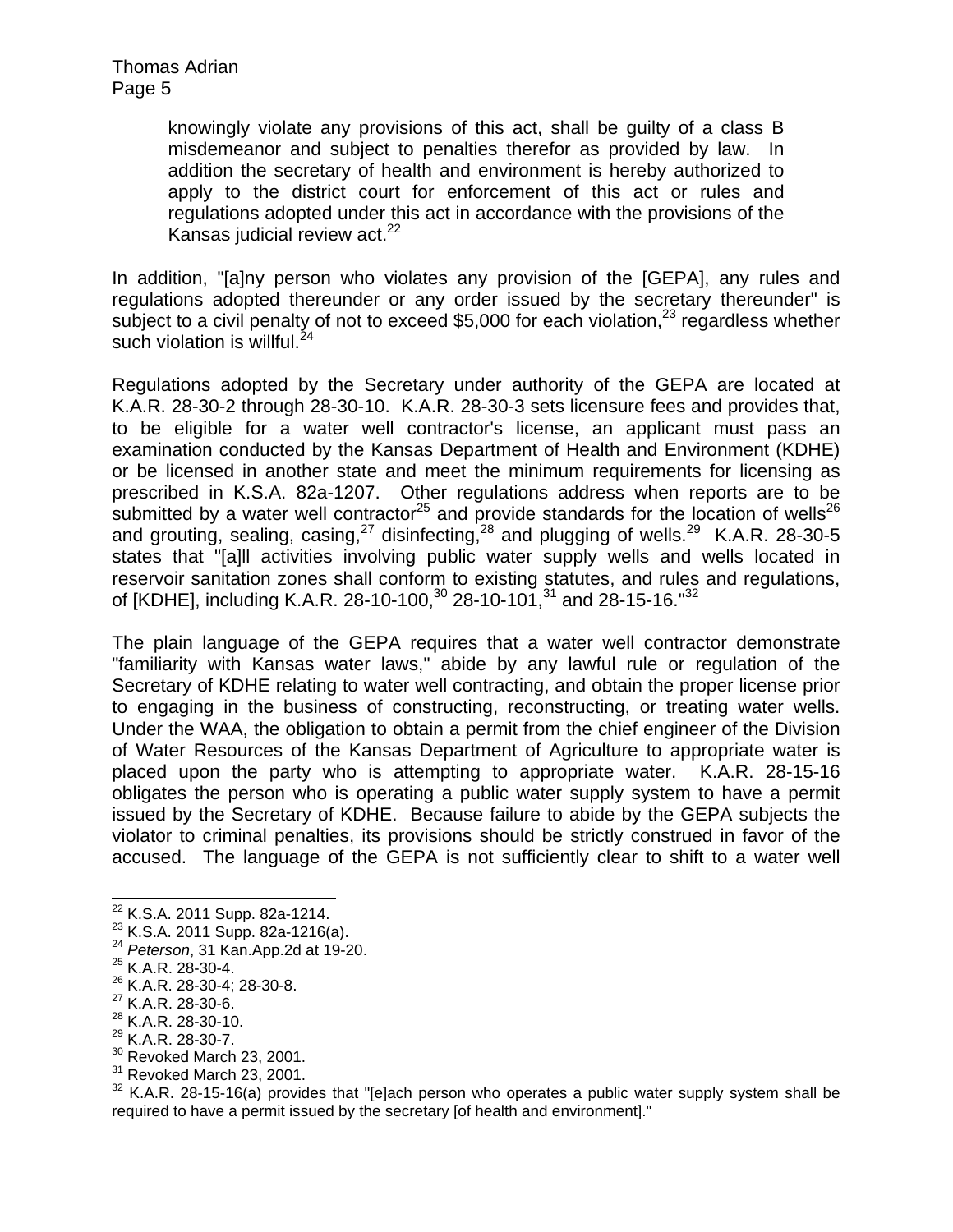> knowingly violate any provisions of this act, shall be guilty of a class B misdemeanor and subject to penalties therefor as provided by law. In addition the secretary of health and environment is hereby authorized to apply to the district court for enforcement of this act or rules and regulations adopted under this act in accordance with the provisions of the Kansas judicial review act.[22]

In addition, "[a]ny person who violates any provision of the [GEPA], any rules and regulations adopted thereunder or any order issued by the secretary thereunder" is subject to a civil penalty of not to exceed $5,000 for each violation,[23] regardless whether such violation is willful.[24]

Regulations adopted by the Secretary under authority of the GEPA are located at K.A.R. 28-30-2 through 28-30-10. K.A.R. 28-30-3 sets licensure fees and provides that, to be eligible for a water well contractor's license, an applicant must pass an examination conducted by the Kansas Department of Health and Environment (KDHE) or be licensed in another state and meet the minimum requirements for licensing as prescribed in K.S.A. 82a-1207. Other regulations address when reports are to be submitted by a water well contractor[25] and provide standards for the location of wells[26] and grouting, sealing, casing,[27] disinfecting,[28] and plugging of wells.[29] K.A.R. 28-30-5 states that "[a]ll activities involving public water supply wells and wells located in reservoir sanitation zones shall conform to existing statutes, and rules and regulations, of [KDHE], including K.A.R. 28-10-100,[30] 28-10-101,[31] and 28-15-16."[32]

The plain language of the GEPA requires that a water well contractor demonstrate "familiarity with Kansas water laws," abide by any lawful rule or regulation of the Secretary of KDHE relating to water well contracting, and obtain the proper license prior to engaging in the business of constructing, reconstructing, or treating water wells. Under the WAA, the obligation to obtain a permit from the chief engineer of the Division of Water Resources of the Kansas Department of Agriculture to appropriate water is placed upon the party who is attempting to appropriate water. K.A.R. 28-15-16 obligates the person who is operating a public water supply system to have a permit issued by the Secretary of KDHE. Because failure to abide by the GEPA subjects the violator to criminal penalties, its provisions should be strictly construed in favor of the accused. The language of the GEPA is not sufficiently clear to shift to a water well

---

[22] K.S.A. 2011 Supp. 82a-1214.

[23] K.S.A. 2011 Supp. 82a-1216(a).

[24] *Peterson*, 31 Kan.App.2d at 19-20.

[25] K.A.R. 28-30-4.

[26] K.A.R. 28-30-4; 28-30-8.

[27] K.A.R. 28-30-6.

[28] K.A.R. 28-30-10.

[29] K.A.R. 28-30-7.

[30] Revoked March 23, 2001.

[31] Revoked March 23, 2001.

[32] K.A.R. 28-15-16(a) provides that "[e]ach person who operates a public water supply system shall be required to have a permit issued by the secretary [of health and environment]."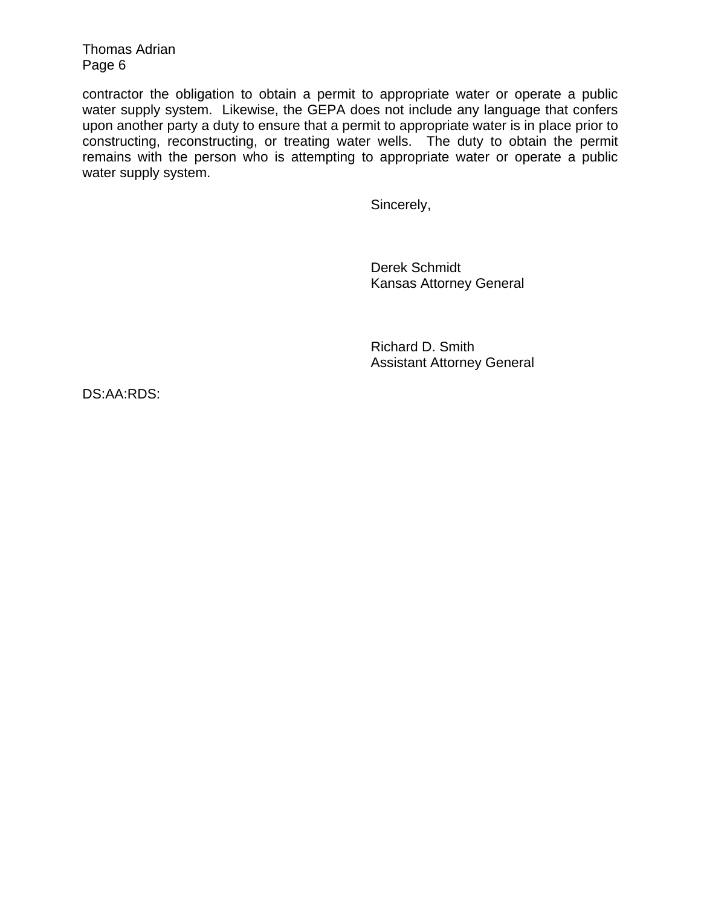contractor the obligation to obtain a permit to appropriate water or operate a public water supply system. Likewise, the GEPA does not include any language that confers upon another party a duty to ensure that a permit to appropriate water is in place prior to constructing, reconstructing, or treating water wells. The duty to obtain the permit remains with the person who is attempting to appropriate water or operate a public water supply system.

Sincerely,

Derek Schmidt
Kansas Attorney General

Richard D. Smith
Assistant Attorney General

DS:AA:RDS: